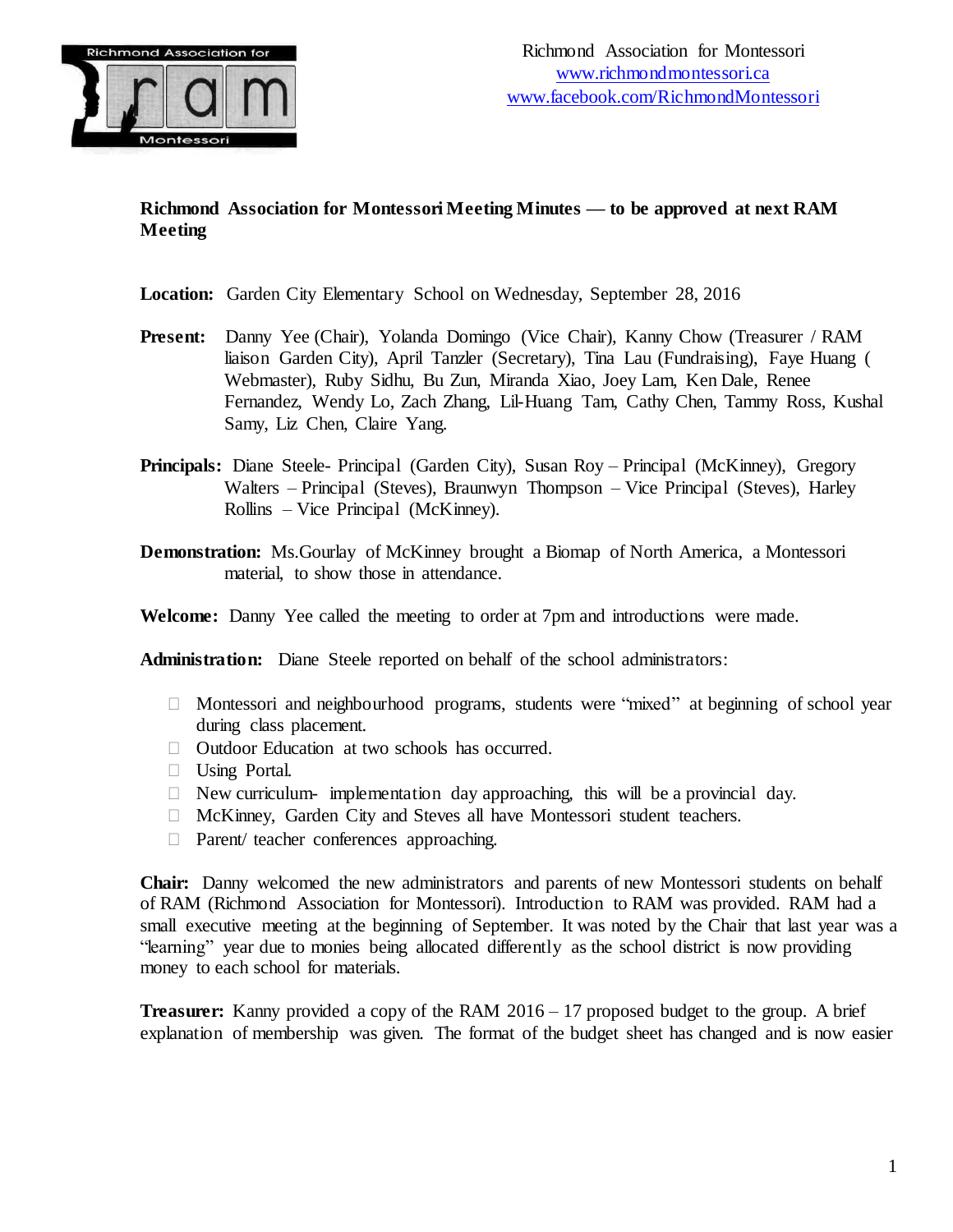Richmond Association for Montessori
www.richmondmontessori.ca
www.facebook.com/RichmondMontessori

**Richmond Association for Montessori Meeting Minutes — to be approved at next RAM Meeting**

**Location:** Garden City Elementary School on Wednesday, September 28, 2016

**Present:** Danny Yee (Chair), Yolanda Domingo (Vice Chair), Kanny Chow (Treasurer / RAM liaison Garden City), April Tanzler (Secretary), Tina Lau (Fundraising), Faye Huang ( Webmaster), Ruby Sidhu, Bu Zun, Miranda Xiao, Joey Lam, Ken Dale, Renee Fernandez, Wendy Lo, Zach Zhang, Lil-Huang Tam, Cathy Chen, Tammy Ross, Kushal Samy, Liz Chen, Claire Yang.

**Principals:** Diane Steele- Principal (Garden City), Susan Roy – Principal (McKinney), Gregory Walters – Principal (Steves), Braunwyn Thompson – Vice Principal (Steves), Harley Rollins – Vice Principal (McKinney).

**Demonstration:** Ms.Gourlay of McKinney brought a Biomap of North America, a Montessori material, to show those in attendance.

**Welcome:** Danny Yee called the meeting to order at 7pm and introductions were made.

**Administration:** Diane Steele reported on behalf of the school administrators:

- Montessori and neighbourhood programs, students were "mixed" at beginning of school year during class placement.
- Outdoor Education at two schools has occurred.
- Using Portal.
- New curriculum- implementation day approaching, this will be a provincial day.
- McKinney, Garden City and Steves all have Montessori student teachers.
- Parent/ teacher conferences approaching.

**Chair:** Danny welcomed the new administrators and parents of new Montessori students on behalf of RAM (Richmond Association for Montessori). Introduction to RAM was provided. RAM had a small executive meeting at the beginning of September. It was noted by the Chair that last year was a "learning" year due to monies being allocated differently as the school district is now providing money to each school for materials.

**Treasurer:** Kanny provided a copy of the RAM 2016 – 17 proposed budget to the group. A brief explanation of membership was given. The format of the budget sheet has changed and is now easier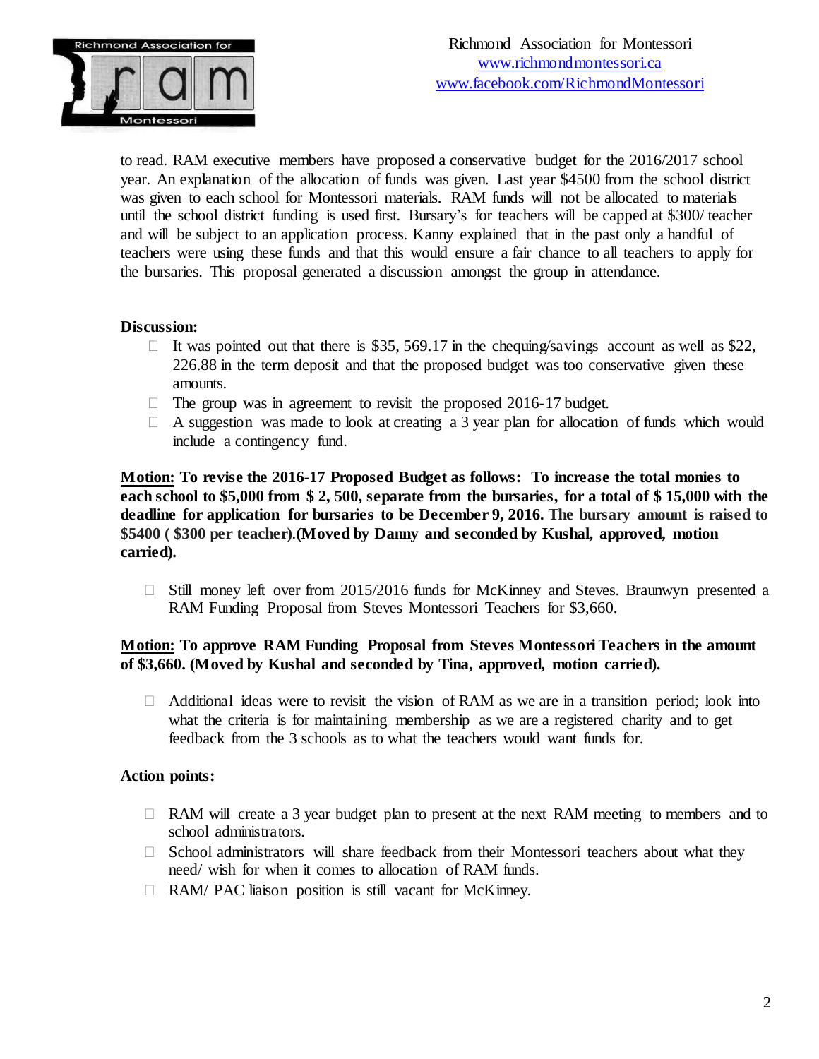to read. RAM executive members have proposed a conservative budget for the 2016/2017 school year. An explanation of the allocation of funds was given. Last year $4500 from the school district was given to each school for Montessori materials. RAM funds will not be allocated to materials until the school district funding is used first. Bursary's for teachers will be capped at $300/ teacher and will be subject to an application process. Kanny explained that in the past only a handful of teachers were using these funds and that this would ensure a fair chance to all teachers to apply for the bursaries. This proposal generated a discussion amongst the group in attendance.

**Discussion:**

- It was pointed out that there is $35, 569.17 in the chequing/savings account as well as $22, 226.88 in the term deposit and that the proposed budget was too conservative given these amounts.
- The group was in agreement to revisit the proposed 2016-17 budget.
- A suggestion was made to look at creating a 3 year plan for allocation of funds which would include a contingency fund.

**<u>Motion:</u> To revise the 2016-17 Proposed Budget as follows: To increase the total monies to each school to $5,000 from $ 2, 500, separate from the bursaries, for a total of $ 15,000 with the deadline for application for bursaries to be December 9, 2016. The bursary amount is raised to $5400 ( $300 per teacher).(Moved by Danny and seconded by Kushal, approved, motion carried).**

- Still money left over from 2015/2016 funds for McKinney and Steves. Braunwyn presented a RAM Funding Proposal from Steves Montessori Teachers for $3,660.

**<u>Motion:</u> To approve RAM Funding Proposal from Steves Montessori Teachers in the amount of $3,660. (Moved by Kushal and seconded by Tina, approved, motion carried).**

- Additional ideas were to revisit the vision of RAM as we are in a transition period; look into what the criteria is for maintaining membership as we are a registered charity and to get feedback from the 3 schools as to what the teachers would want funds for.

**Action points:**

- RAM will create a 3 year budget plan to present at the next RAM meeting to members and to school administrators.
- School administrators will share feedback from their Montessori teachers about what they need/ wish for when it comes to allocation of RAM funds.
- RAM/ PAC liaison position is still vacant for McKinney.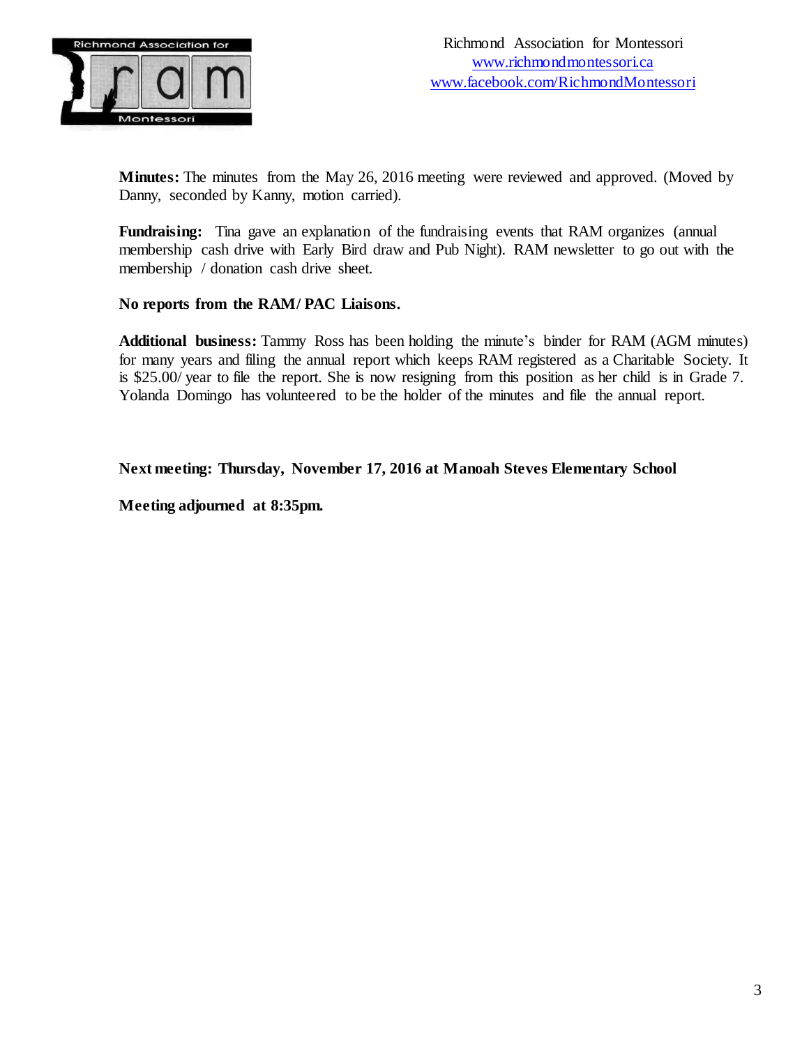Richmond Association for Montessori
www.richmondmontessori.ca
www.facebook.com/RichmondMontessori

**Minutes:** The minutes from the May 26, 2016 meeting were reviewed and approved. (Moved by Danny, seconded by Kanny, motion carried).

**Fundraising:** Tina gave an explanation of the fundraising events that RAM organizes (annual membership cash drive with Early Bird draw and Pub Night). RAM newsletter to go out with the membership / donation cash drive sheet.

**No reports from the RAM/ PAC Liaisons.**

**Additional business:** Tammy Ross has been holding the minute's binder for RAM (AGM minutes) for many years and filing the annual report which keeps RAM registered as a Charitable Society. It is $25.00/ year to file the report. She is now resigning from this position as her child is in Grade 7. Yolanda Domingo has volunteered to be the holder of the minutes and file the annual report.

**Next meeting: Thursday, November 17, 2016 at Manoah Steves Elementary School**

**Meeting adjourned at 8:35pm.**